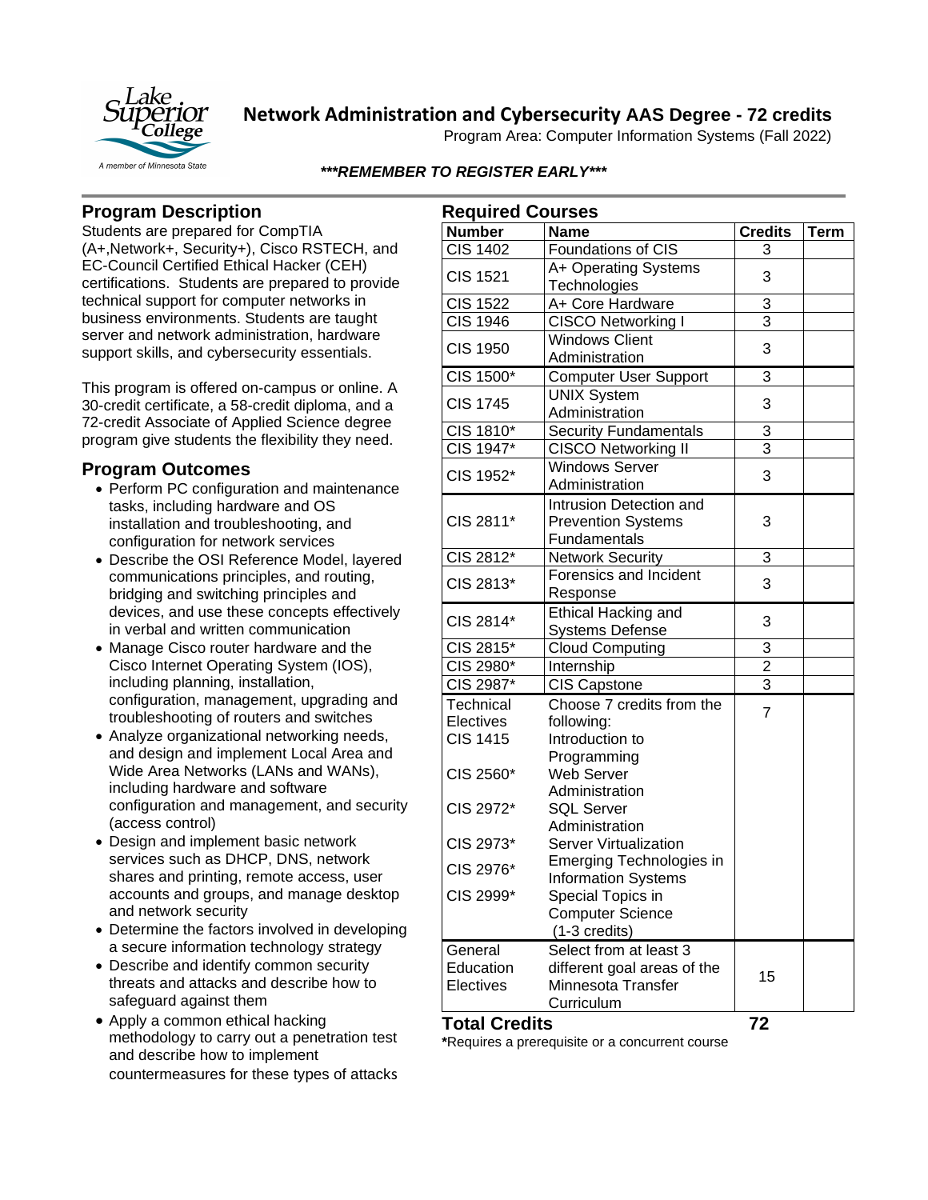# Network Administration and Cybersecurity AAS Degree - 72 credits

Program Area: Computer Information Systems (Fall 2022)

***REMEMBER TO REGISTER EARLY***

## Program Description

Students are prepared for CompTIA (A+,Network+, Security+), Cisco RSTECH, and EC-Council Certified Ethical Hacker (CEH) certifications. Students are prepared to provide technical support for computer networks in business environments. Students are taught server and network administration, hardware support skills, and cybersecurity essentials.

This program is offered on-campus or online. A 30-credit certificate, a 58-credit diploma, and a 72-credit Associate of Applied Science degree program give students the flexibility they need.

## Program Outcomes

- Perform PC configuration and maintenance tasks, including hardware and OS installation and troubleshooting, and configuration for network services
- Describe the OSI Reference Model, layered communications principles, and routing, bridging and switching principles and devices, and use these concepts effectively in verbal and written communication
- Manage Cisco router hardware and the Cisco Internet Operating System (IOS), including planning, installation, configuration, management, upgrading and troubleshooting of routers and switches
- Analyze organizational networking needs, and design and implement Local Area and Wide Area Networks (LANs and WANs), including hardware and software configuration and management, and security (access control)
- Design and implement basic network services such as DHCP, DNS, network shares and printing, remote access, user accounts and groups, and manage desktop and network security
- Determine the factors involved in developing a secure information technology strategy
- Describe and identify common security threats and attacks and describe how to safeguard against them
- Apply a common ethical hacking methodology to carry out a penetration test and describe how to implement countermeasures for these types of attacks

## Required Courses

| Number | Name | Credits | Term |
|---|---|---|---|
| CIS 1402 | Foundations of CIS | 3 | |
| CIS 1521 | A+ Operating Systems Technologies | 3 | |
| CIS 1522 | A+ Core Hardware | 3 | |
| CIS 1946 | CISCO Networking I | 3 | |
| CIS 1950 | Windows Client Administration | 3 | |
| CIS 1500* | Computer User Support | 3 | |
| CIS 1745 | UNIX System Administration | 3 | |
| CIS 1810* | Security Fundamentals | 3 | |
| CIS 1947* | CISCO Networking II | 3 | |
| CIS 1952* | Windows Server Administration | 3 | |
| CIS 2811* | Intrusion Detection and Prevention Systems Fundamentals | 3 | |
| CIS 2812* | Network Security | 3 | |
| CIS 2813* | Forensics and Incident Response | 3 | |
| CIS 2814* | Ethical Hacking and Systems Defense | 3 | |
| CIS 2815* | Cloud Computing | 3 | |
| CIS 2980* | Internship | 2 | |
| CIS 2987* | CIS Capstone | 3 | |
| Technical Electives | Choose 7 credits from the following: | 7 | |
| CIS 1415 | Introduction to Programming | | |
| CIS 2560* | Web Server Administration | | |
| CIS 2972* | SQL Server Administration | | |
| CIS 2973* | Server Virtualization | | |
| CIS 2976* | Emerging Technologies in Information Systems | | |
| CIS 2999* | Special Topics in Computer Science (1-3 credits) | | |
| General Education Electives | Select from at least 3 different goal areas of the Minnesota Transfer Curriculum | 15 | |
| **Total Credits** | | **72** | |

***Requires a prerequisite or a concurrent course**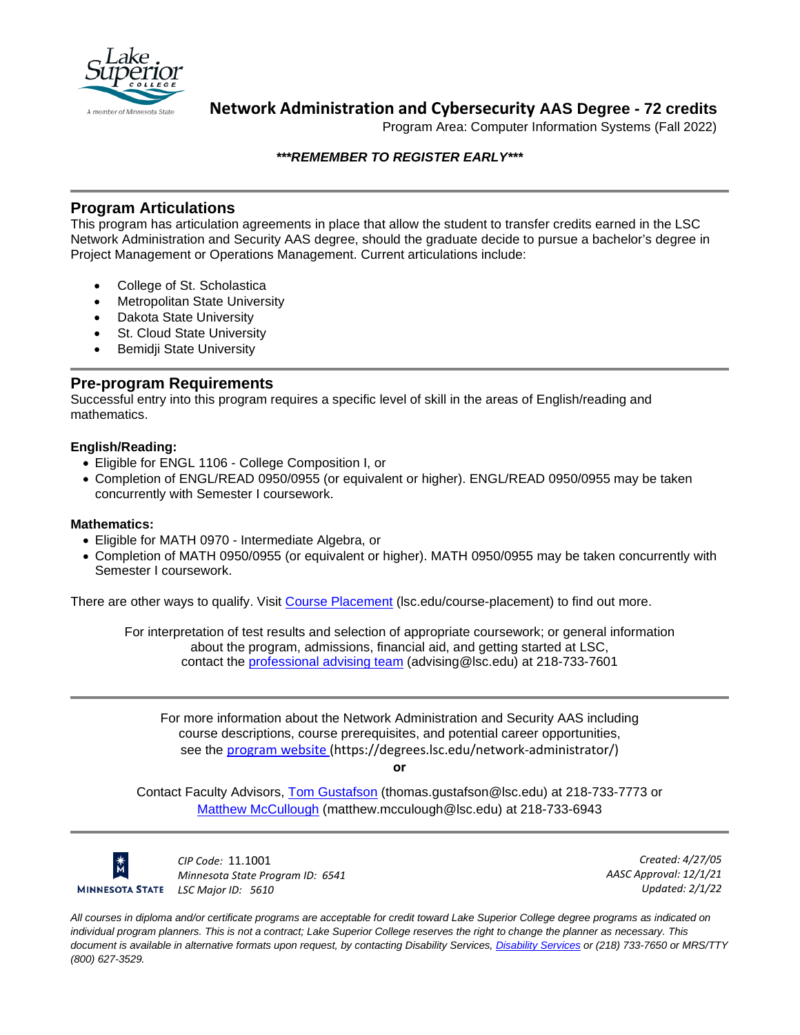# Network Administration and Cybersecurity AAS Degree - 72 credits

Program Area: Computer Information Systems (Fall 2022)

***\*\*\*REMEMBER TO REGISTER EARLY\*\*\****

## Program Articulations

This program has articulation agreements in place that allow the student to transfer credits earned in the LSC Network Administration and Security AAS degree, should the graduate decide to pursue a bachelor's degree in Project Management or Operations Management. Current articulations include:

- College of St. Scholastica
- Metropolitan State University
- Dakota State University
- St. Cloud State University
- Bemidji State University

## Pre-program Requirements

Successful entry into this program requires a specific level of skill in the areas of English/reading and mathematics.

**English/Reading:**

- Eligible for ENGL 1106 - College Composition I, or
- Completion of ENGL/READ 0950/0955 (or equivalent or higher). ENGL/READ 0950/0955 may be taken concurrently with Semester I coursework.

**Mathematics:**

- Eligible for MATH 0970 - Intermediate Algebra, or
- Completion of MATH 0950/0955 (or equivalent or higher). MATH 0950/0955 may be taken concurrently with Semester I coursework.

There are other ways to qualify. Visit Course Placement (lsc.edu/course-placement) to find out more.

For interpretation of test results and selection of appropriate coursework; or general information about the program, admissions, financial aid, and getting started at LSC, contact the professional advising team (advising@lsc.edu) at 218-733-7601

For more information about the Network Administration and Security AAS including course descriptions, course prerequisites, and potential career opportunities, see the program website (https://degrees.lsc.edu/network-administrator/)

**or**

Contact Faculty Advisors, Tom Gustafson (thomas.gustafson@lsc.edu) at 218-733-7773 or Matthew McCullough (matthew.mcculough@lsc.edu) at 218-733-6943

*CIP Code:* 11.1001
*Minnesota State Program ID: 6541*
*LSC Major ID: 5610*

*Created: 4/27/05*
*AASC Approval: 12/1/21*
*Updated: 2/1/22*

*All courses in diploma and/or certificate programs are acceptable for credit toward Lake Superior College degree programs as indicated on individual program planners. This is not a contract; Lake Superior College reserves the right to change the planner as necessary. This document is available in alternative formats upon request, by contacting Disability Services, Disability Services or (218) 733-7650 or MRS/TTY (800) 627-3529.*